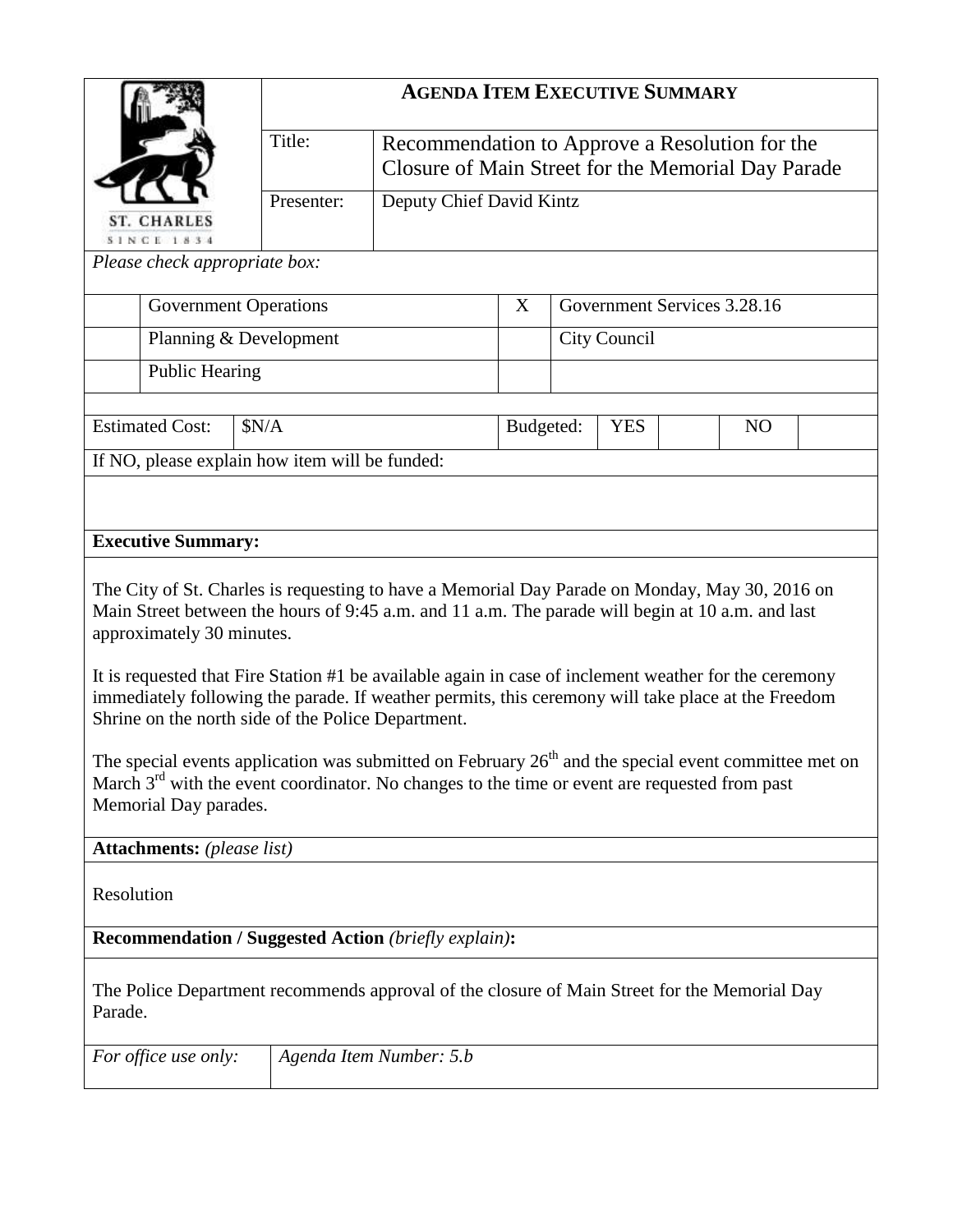# AGENDA ITEM EXECUTIVE SUMMARY

ST. CHARLES
SINCE 1834

| | |
|---|---|
| Title: | Recommendation to Approve a Resolution for the Closure of Main Street for the Memorial Day Parade |
| Presenter: | Deputy Chief David Kintz |

*Please check appropriate box:*

| | | | |
|---|---|---|---|
| | Government Operations | X | Government Services 3.28.16 |
| | Planning & Development | | City Council |
| | Public Hearing | | |

| Estimated Cost: | $N/A | Budgeted: | YES | | NO | |
|---|---|---|---|---|---|---|

If NO, please explain how item will be funded:

**Executive Summary:**

The City of St. Charles is requesting to have a Memorial Day Parade on Monday, May 30, 2016 on Main Street between the hours of 9:45 a.m. and 11 a.m. The parade will begin at 10 a.m. and last approximately 30 minutes.

It is requested that Fire Station #1 be available again in case of inclement weather for the ceremony immediately following the parade. If weather permits, this ceremony will take place at the Freedom Shrine on the north side of the Police Department.

The special events application was submitted on February 26th and the special event committee met on March 3rd with the event coordinator. No changes to the time or event are requested from past Memorial Day parades.

**Attachments:** *(please list)*

Resolution

**Recommendation / Suggested Action** *(briefly explain)***:**

The Police Department recommends approval of the closure of Main Street for the Memorial Day Parade.

| *For office use only:* | *Agenda Item Number: 5.b* |
|---|---|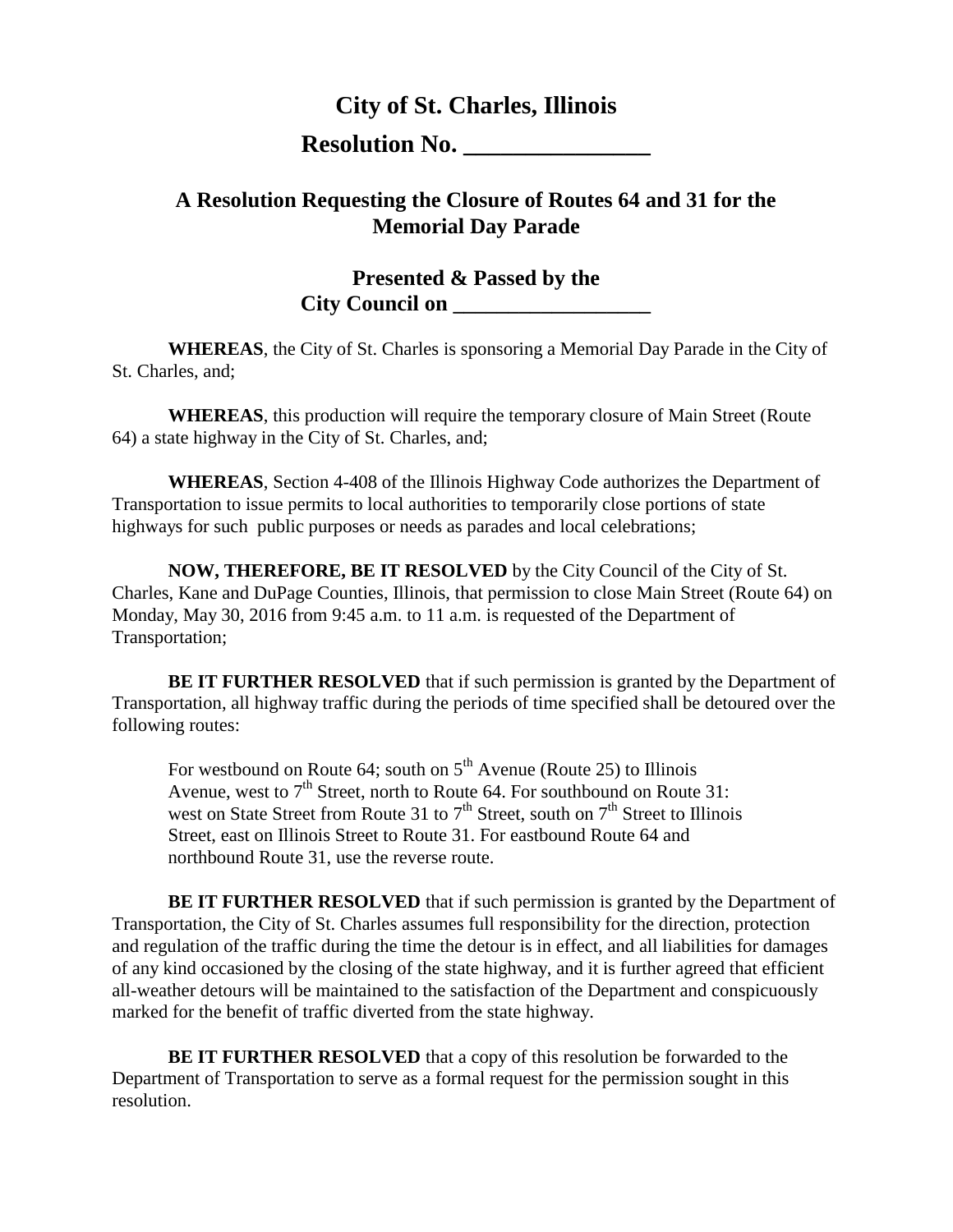# City of St. Charles, Illinois

## Resolution No. ________________

## A Resolution Requesting the Closure of Routes 64 and 31 for the Memorial Day Parade

### Presented & Passed by the City Council on ___________________

**WHEREAS**, the City of St. Charles is sponsoring a Memorial Day Parade in the City of St. Charles, and;

**WHEREAS**, this production will require the temporary closure of Main Street (Route 64) a state highway in the City of St. Charles, and;

**WHEREAS**, Section 4-408 of the Illinois Highway Code authorizes the Department of Transportation to issue permits to local authorities to temporarily close portions of state highways for such public purposes or needs as parades and local celebrations;

**NOW, THEREFORE, BE IT RESOLVED** by the City Council of the City of St. Charles, Kane and DuPage Counties, Illinois, that permission to close Main Street (Route 64) on Monday, May 30, 2016 from 9:45 a.m. to 11 a.m. is requested of the Department of Transportation;

**BE IT FURTHER RESOLVED** that if such permission is granted by the Department of Transportation, all highway traffic during the periods of time specified shall be detoured over the following routes:

> For westbound on Route 64; south on 5th Avenue (Route 25) to Illinois Avenue, west to 7th Street, north to Route 64. For southbound on Route 31: west on State Street from Route 31 to 7th Street, south on 7th Street to Illinois Street, east on Illinois Street to Route 31. For eastbound Route 64 and northbound Route 31, use the reverse route.

**BE IT FURTHER RESOLVED** that if such permission is granted by the Department of Transportation, the City of St. Charles assumes full responsibility for the direction, protection and regulation of the traffic during the time the detour is in effect, and all liabilities for damages of any kind occasioned by the closing of the state highway, and it is further agreed that efficient all-weather detours will be maintained to the satisfaction of the Department and conspicuously marked for the benefit of traffic diverted from the state highway.

**BE IT FURTHER RESOLVED** that a copy of this resolution be forwarded to the Department of Transportation to serve as a formal request for the permission sought in this resolution.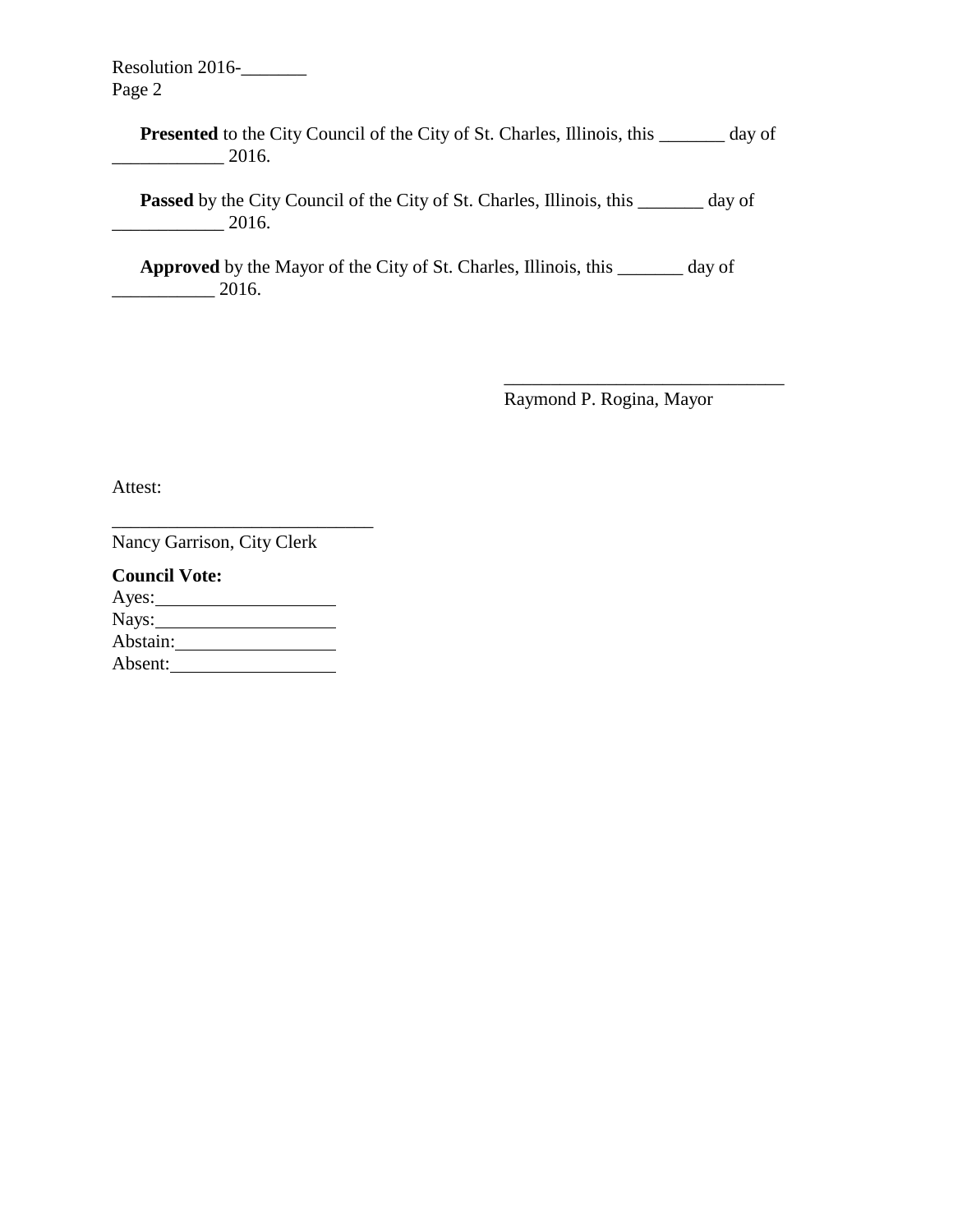Resolution 2016-_______
Page 2

**Presented** to the City Council of the City of St. Charles, Illinois, this _______ day of ____________ 2016.

**Passed** by the City Council of the City of St. Charles, Illinois, this _______ day of ____________ 2016.

**Approved** by the Mayor of the City of St. Charles, Illinois, this _______ day of ___________ 2016.

_______________________________
Raymond P. Rogina, Mayor

Attest:

____________________________
Nancy Garrison, City Clerk

**Council Vote:**
Ayes:____________________
Nays:____________________
Abstain:__________________
Absent:__________________